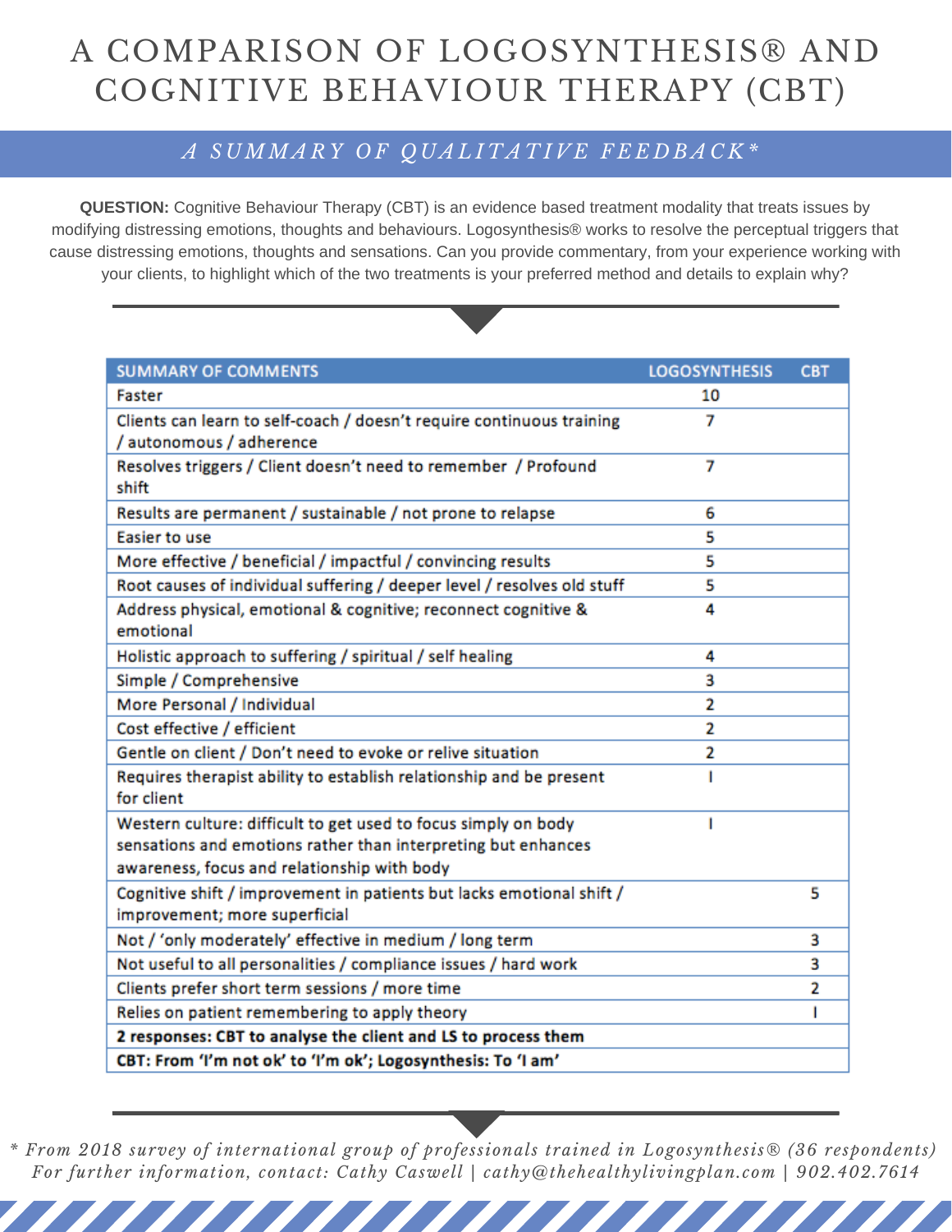# A COMPARISON OF LOGOSYNTHESIS® AND COGNITIVE BEHAVIOUR THERAPY (CBT)

## *A SUMMARY OF QUALITATIVE FEEDBACK**

**QUESTION:** Cognitive Behaviour Therapy (CBT) is an evidence based treatment modality that treats issues by modifying distressing emotions, thoughts and behaviours. Logosynthesis® works to resolve the perceptual triggers that cause distressing emotions, thoughts and sensations. Can you provide commentary, from your experience working with your clients, to highlight which of the two treatments is your preferred method and details to explain why?

| SUMMARY OF COMMENTS | LOGOSYNTHESIS | CBT |
|---|---|---|
| Faster | 10 | |
| Clients can learn to self-coach / doesn't require continuous training / autonomous / adherence | 7 | |
| Resolves triggers / Client doesn't need to remember / Profound shift | 7 | |
| Results are permanent / sustainable / not prone to relapse | 6 | |
| Easier to use | 5 | |
| More effective / beneficial / impactful / convincing results | 5 | |
| Root causes of individual suffering / deeper level / resolves old stuff | 5 | |
| Address physical, emotional & cognitive; reconnect cognitive & emotional | 4 | |
| Holistic approach to suffering / spiritual / self healing | 4 | |
| Simple / Comprehensive | 3 | |
| More Personal / Individual | 2 | |
| Cost effective / efficient | 2 | |
| Gentle on client / Don't need to evoke or relive situation | 2 | |
| Requires therapist ability to establish relationship and be present for client | 1 | |
| Western culture: difficult to get used to focus simply on body sensations and emotions rather than interpreting but enhances awareness, focus and relationship with body | 1 | |
| Cognitive shift / improvement in patients but lacks emotional shift / improvement; more superficial | | 5 |
| Not / 'only moderately' effective in medium / long term | | 3 |
| Not useful to all personalities / compliance issues / hard work | | 3 |
| Clients prefer short term sessions / more time | | 2 |
| Relies on patient remembering to apply theory | | 1 |
| **2 responses: CBT to analyse the client and LS to process them** | | |
| **CBT: From 'I'm not ok' to 'I'm ok'; Logosynthesis: To 'I am'** | | |

*\* From 2018 survey of international group of professionals trained in Logosynthesis® (36 respondents)*
*For further information, contact: Cathy Caswell | cathy@thehealthylivingplan.com | 902.402.7614*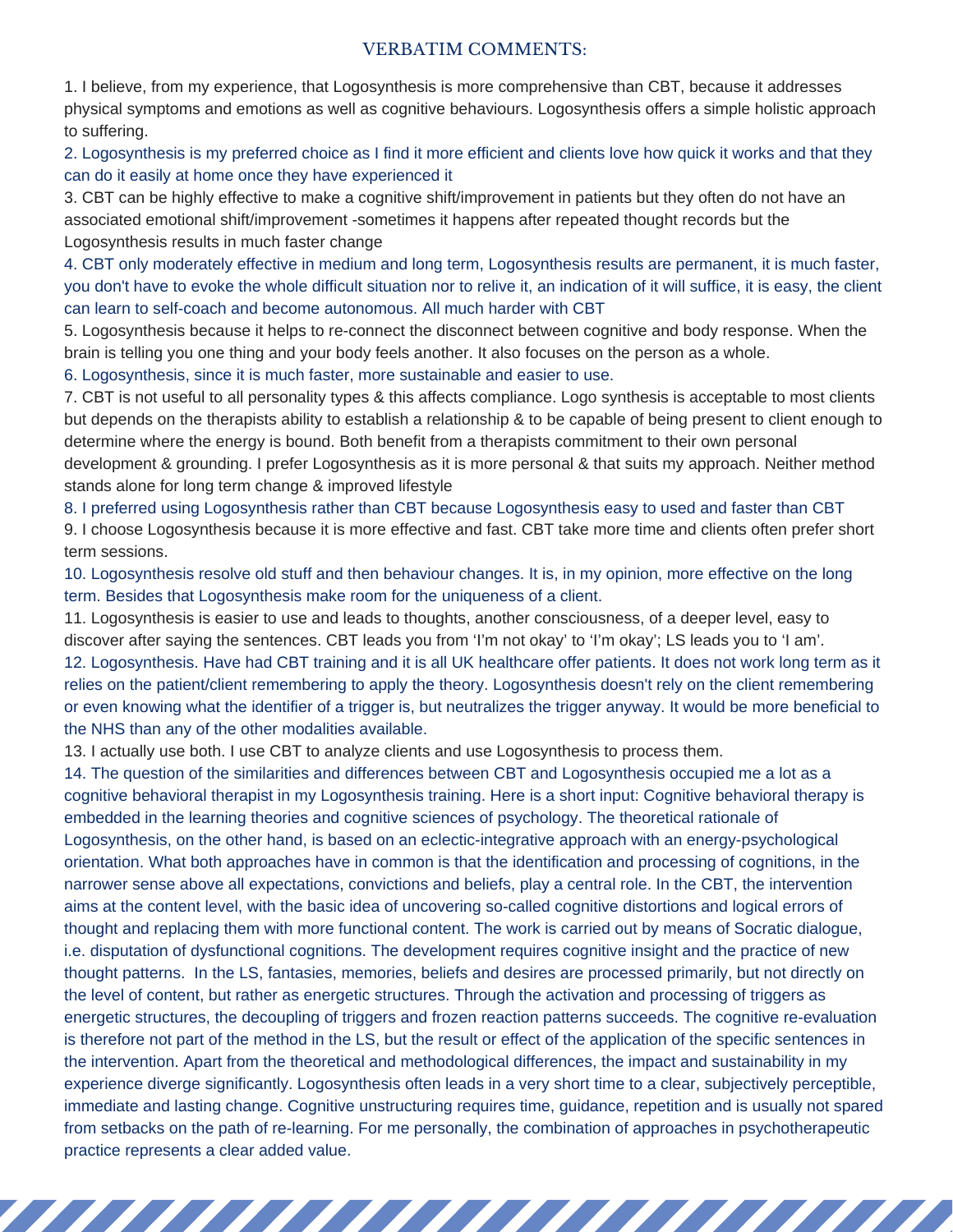## VERBATIM COMMENTS:

1. I believe, from my experience, that Logosynthesis is more comprehensive than CBT, because it addresses physical symptoms and emotions as well as cognitive behaviours. Logosynthesis offers a simple holistic approach to suffering.

2. Logosynthesis is my preferred choice as I find it more efficient and clients love how quick it works and that they can do it easily at home once they have experienced it

3. CBT can be highly effective to make a cognitive shift/improvement in patients but they often do not have an associated emotional shift/improvement -sometimes it happens after repeated thought records but the Logosynthesis results in much faster change

4. CBT only moderately effective in medium and long term, Logosynthesis results are permanent, it is much faster, you don't have to evoke the whole difficult situation nor to relive it, an indication of it will suffice, it is easy, the client can learn to self-coach and become autonomous. All much harder with CBT

5. Logosynthesis because it helps to re-connect the disconnect between cognitive and body response. When the brain is telling you one thing and your body feels another. It also focuses on the person as a whole.

6. Logosynthesis, since it is much faster, more sustainable and easier to use.

7. CBT is not useful to all personality types & this affects compliance. Logo synthesis is acceptable to most clients but depends on the therapists ability to establish a relationship & to be capable of being present to client enough to determine where the energy is bound. Both benefit from a therapists commitment to their own personal development & grounding. I prefer Logosynthesis as it is more personal & that suits my approach. Neither method stands alone for long term change & improved lifestyle

8. I preferred using Logosynthesis rather than CBT because Logosynthesis easy to used and faster than CBT

9. I choose Logosynthesis because it is more effective and fast. CBT take more time and clients often prefer short term sessions.

10. Logosynthesis resolve old stuff and then behaviour changes. It is, in my opinion, more effective on the long term. Besides that Logosynthesis make room for the uniqueness of a client.

11. Logosynthesis is easier to use and leads to thoughts, another consciousness, of a deeper level, easy to discover after saying the sentences. CBT leads you from 'I'm not okay' to 'I'm okay'; LS leads you to 'I am'.

12. Logosynthesis. Have had CBT training and it is all UK healthcare offer patients. It does not work long term as it relies on the patient/client remembering to apply the theory. Logosynthesis doesn't rely on the client remembering or even knowing what the identifier of a trigger is, but neutralizes the trigger anyway. It would be more beneficial to the NHS than any of the other modalities available.

13. I actually use both. I use CBT to analyze clients and use Logosynthesis to process them.

14. The question of the similarities and differences between CBT and Logosynthesis occupied me a lot as a cognitive behavioral therapist in my Logosynthesis training. Here is a short input: Cognitive behavioral therapy is embedded in the learning theories and cognitive sciences of psychology. The theoretical rationale of Logosynthesis, on the other hand, is based on an eclectic-integrative approach with an energy-psychological orientation. What both approaches have in common is that the identification and processing of cognitions, in the narrower sense above all expectations, convictions and beliefs, play a central role. In the CBT, the intervention aims at the content level, with the basic idea of uncovering so-called cognitive distortions and logical errors of thought and replacing them with more functional content. The work is carried out by means of Socratic dialogue, i.e. disputation of dysfunctional cognitions. The development requires cognitive insight and the practice of new thought patterns. In the LS, fantasies, memories, beliefs and desires are processed primarily, but not directly on the level of content, but rather as energetic structures. Through the activation and processing of triggers as energetic structures, the decoupling of triggers and frozen reaction patterns succeeds. The cognitive re-evaluation is therefore not part of the method in the LS, but the result or effect of the application of the specific sentences in the intervention. Apart from the theoretical and methodological differences, the impact and sustainability in my experience diverge significantly. Logosynthesis often leads in a very short time to a clear, subjectively perceptible, immediate and lasting change. Cognitive unstructuring requires time, guidance, repetition and is usually not spared from setbacks on the path of re-learning. For me personally, the combination of approaches in psychotherapeutic practice represents a clear added value.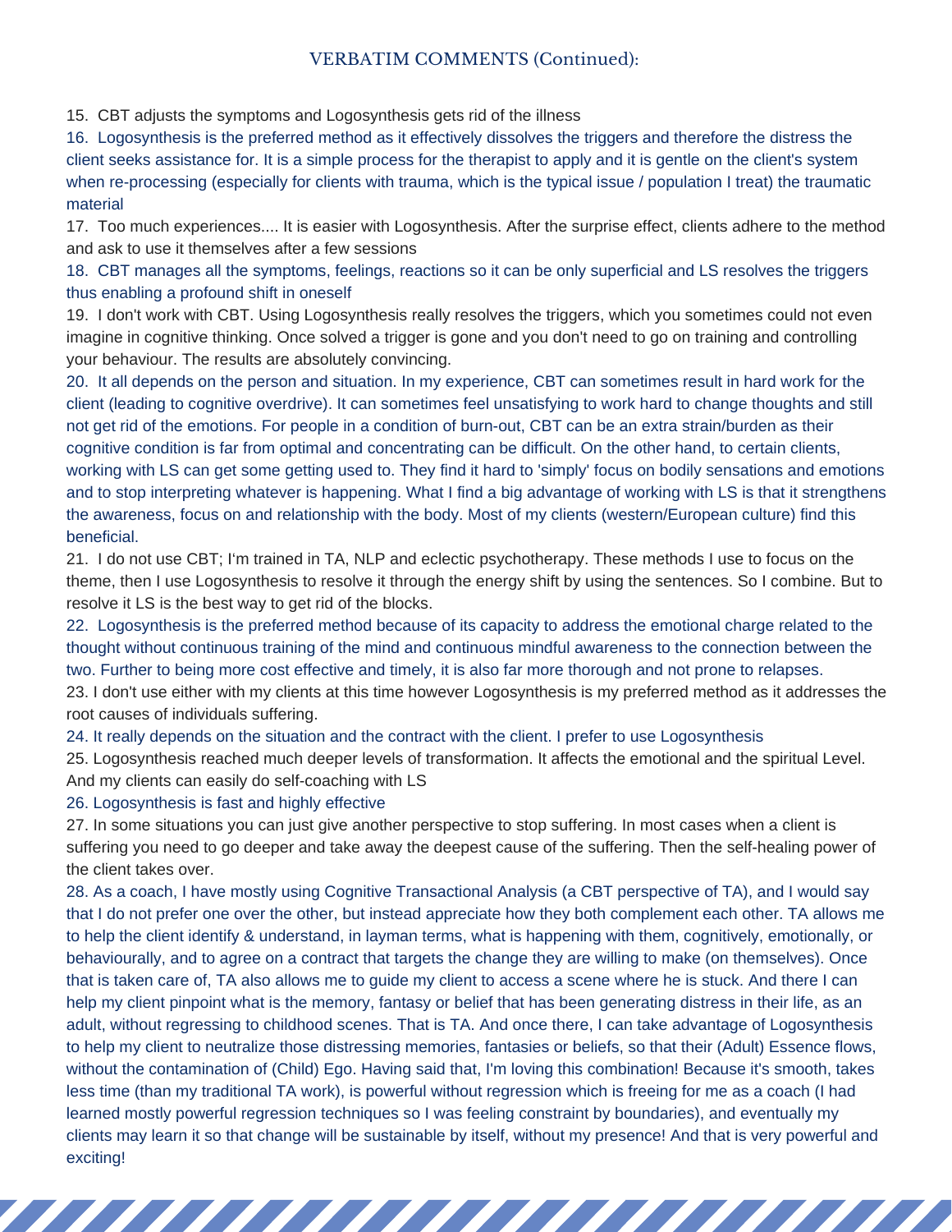## VERBATIM COMMENTS (Continued):

15. CBT adjusts the symptoms and Logosynthesis gets rid of the illness
16. Logosynthesis is the preferred method as it effectively dissolves the triggers and therefore the distress the client seeks assistance for. It is a simple process for the therapist to apply and it is gentle on the client's system when re-processing (especially for clients with trauma, which is the typical issue / population I treat) the traumatic material
17. Too much experiences.... It is easier with Logosynthesis. After the surprise effect, clients adhere to the method and ask to use it themselves after a few sessions
18. CBT manages all the symptoms, feelings, reactions so it can be only superficial and LS resolves the triggers thus enabling a profound shift in oneself
19. I don't work with CBT. Using Logosynthesis really resolves the triggers, which you sometimes could not even imagine in cognitive thinking. Once solved a trigger is gone and you don't need to go on training and controlling your behaviour. The results are absolutely convincing.
20. It all depends on the person and situation. In my experience, CBT can sometimes result in hard work for the client (leading to cognitive overdrive). It can sometimes feel unsatisfying to work hard to change thoughts and still not get rid of the emotions. For people in a condition of burn-out, CBT can be an extra strain/burden as their cognitive condition is far from optimal and concentrating can be difficult. On the other hand, to certain clients, working with LS can get some getting used to. They find it hard to 'simply' focus on bodily sensations and emotions and to stop interpreting whatever is happening. What I find a big advantage of working with LS is that it strengthens the awareness, focus on and relationship with the body. Most of my clients (western/European culture) find this beneficial.
21. I do not use CBT; I'm trained in TA, NLP and eclectic psychotherapy. These methods I use to focus on the theme, then I use Logosynthesis to resolve it through the energy shift by using the sentences. So I combine. But to resolve it LS is the best way to get rid of the blocks.
22. Logosynthesis is the preferred method because of its capacity to address the emotional charge related to the thought without continuous training of the mind and continuous mindful awareness to the connection between the two. Further to being more cost effective and timely, it is also far more thorough and not prone to relapses.
23. I don't use either with my clients at this time however Logosynthesis is my preferred method as it addresses the root causes of individuals suffering.
24. It really depends on the situation and the contract with the client. I prefer to use Logosynthesis
25. Logosynthesis reached much deeper levels of transformation. It affects the emotional and the spiritual Level. And my clients can easily do self-coaching with LS
26. Logosynthesis is fast and highly effective
27. In some situations you can just give another perspective to stop suffering. In most cases when a client is suffering you need to go deeper and take away the deepest cause of the suffering. Then the self-healing power of the client takes over.
28. As a coach, I have mostly using Cognitive Transactional Analysis (a CBT perspective of TA), and I would say that I do not prefer one over the other, but instead appreciate how they both complement each other. TA allows me to help the client identify & understand, in layman terms, what is happening with them, cognitively, emotionally, or behaviourally, and to agree on a contract that targets the change they are willing to make (on themselves). Once that is taken care of, TA also allows me to guide my client to access a scene where he is stuck. And there I can help my client pinpoint what is the memory, fantasy or belief that has been generating distress in their life, as an adult, without regressing to childhood scenes. That is TA. And once there, I can take advantage of Logosynthesis to help my client to neutralize those distressing memories, fantasies or beliefs, so that their (Adult) Essence flows, without the contamination of (Child) Ego. Having said that, I'm loving this combination! Because it's smooth, takes less time (than my traditional TA work), is powerful without regression which is freeing for me as a coach (I had learned mostly powerful regression techniques so I was feeling constraint by boundaries), and eventually my clients may learn it so that change will be sustainable by itself, without my presence! And that is very powerful and exciting!